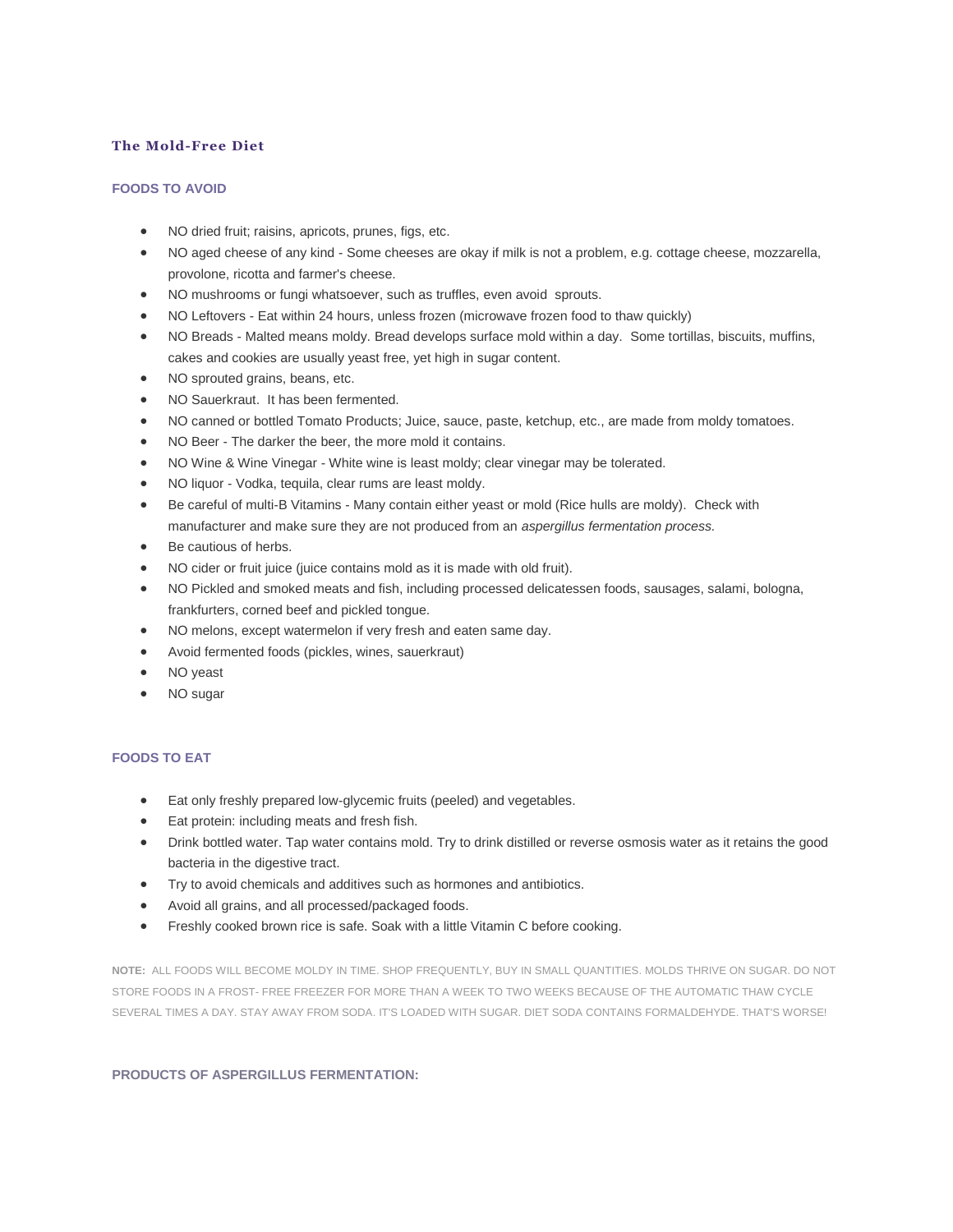# The Mold-Free Diet

## FOODS TO AVOID

- NO dried fruit; raisins, apricots, prunes, figs, etc.
- NO aged cheese of any kind - Some cheeses are okay if milk is not a problem, e.g. cottage cheese, mozzarella, provolone, ricotta and farmer's cheese.
- NO mushrooms or fungi whatsoever, such as truffles, even avoid sprouts.
- NO Leftovers - Eat within 24 hours, unless frozen (microwave frozen food to thaw quickly)
- NO Breads - Malted means moldy. Bread develops surface mold within a day. Some tortillas, biscuits, muffins, cakes and cookies are usually yeast free, yet high in sugar content.
- NO sprouted grains, beans, etc.
- NO Sauerkraut. It has been fermented.
- NO canned or bottled Tomato Products; Juice, sauce, paste, ketchup, etc., are made from moldy tomatoes.
- NO Beer - The darker the beer, the more mold it contains.
- NO Wine & Wine Vinegar - White wine is least moldy; clear vinegar may be tolerated.
- NO liquor - Vodka, tequila, clear rums are least moldy.
- Be careful of multi-B Vitamins - Many contain either yeast or mold (Rice hulls are moldy). Check with manufacturer and make sure they are not produced from an *aspergillus fermentation process.*
- Be cautious of herbs.
- NO cider or fruit juice (juice contains mold as it is made with old fruit).
- NO Pickled and smoked meats and fish, including processed delicatessen foods, sausages, salami, bologna, frankfurters, corned beef and pickled tongue.
- NO melons, except watermelon if very fresh and eaten same day.
- Avoid fermented foods (pickles, wines, sauerkraut)
- NO yeast
- NO sugar

## FOODS TO EAT

- Eat only freshly prepared low-glycemic fruits (peeled) and vegetables.
- Eat protein: including meats and fresh fish.
- Drink bottled water. Tap water contains mold. Try to drink distilled or reverse osmosis water as it retains the good bacteria in the digestive tract.
- Try to avoid chemicals and additives such as hormones and antibiotics.
- Avoid all grains, and all processed/packaged foods.
- Freshly cooked brown rice is safe. Soak with a little Vitamin C before cooking.

**NOTE:** ALL FOODS WILL BECOME MOLDY IN TIME. SHOP FREQUENTLY, BUY IN SMALL QUANTITIES. MOLDS THRIVE ON SUGAR. DO NOT STORE FOODS IN A FROST- FREE FREEZER FOR MORE THAN A WEEK TO TWO WEEKS BECAUSE OF THE AUTOMATIC THAW CYCLE SEVERAL TIMES A DAY. STAY AWAY FROM SODA. IT'S LOADED WITH SUGAR. DIET SODA CONTAINS FORMALDEHYDE. THAT'S WORSE!

## PRODUCTS OF ASPERGILLUS FERMENTATION: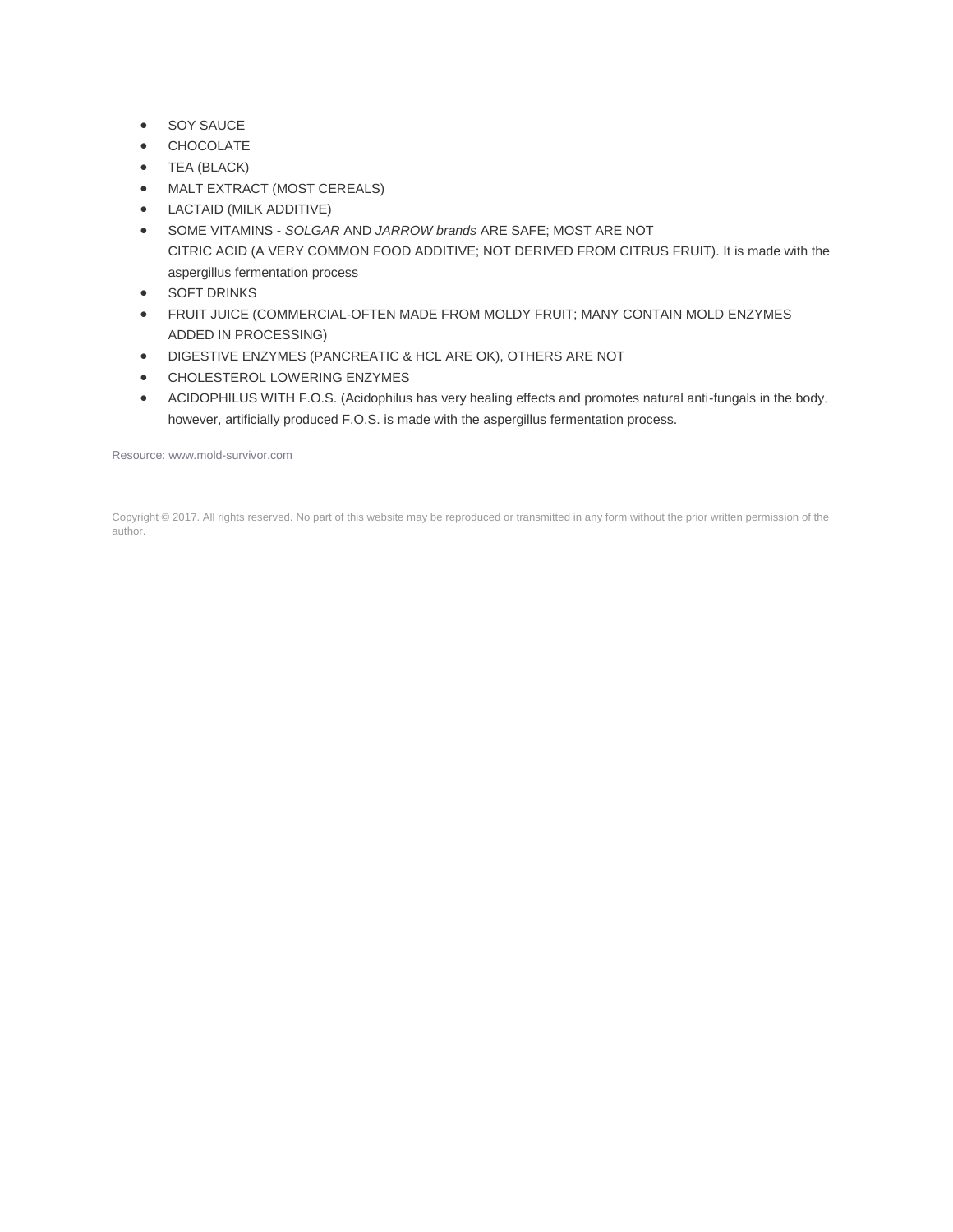- SOY SAUCE
- CHOCOLATE
- TEA (BLACK)
- MALT EXTRACT (MOST CEREALS)
- LACTAID (MILK ADDITIVE)
- SOME VITAMINS - *SOLGAR* AND *JARROW brands* ARE SAFE; MOST ARE NOT
  CITRIC ACID (A VERY COMMON FOOD ADDITIVE; NOT DERIVED FROM CITRUS FRUIT). It is made with the aspergillus fermentation process
- SOFT DRINKS
- FRUIT JUICE (COMMERCIAL-OFTEN MADE FROM MOLDY FRUIT; MANY CONTAIN MOLD ENZYMES ADDED IN PROCESSING)
- DIGESTIVE ENZYMES (PANCREATIC & HCL ARE OK), OTHERS ARE NOT
- CHOLESTEROL LOWERING ENZYMES
- ACIDOPHILUS WITH F.O.S. (Acidophilus has very healing effects and promotes natural anti-fungals in the body, however, artificially produced F.O.S. is made with the aspergillus fermentation process.

Resource: www.mold-survivor.com

Copyright © 2017. All rights reserved. No part of this website may be reproduced or transmitted in any form without the prior written permission of the author.